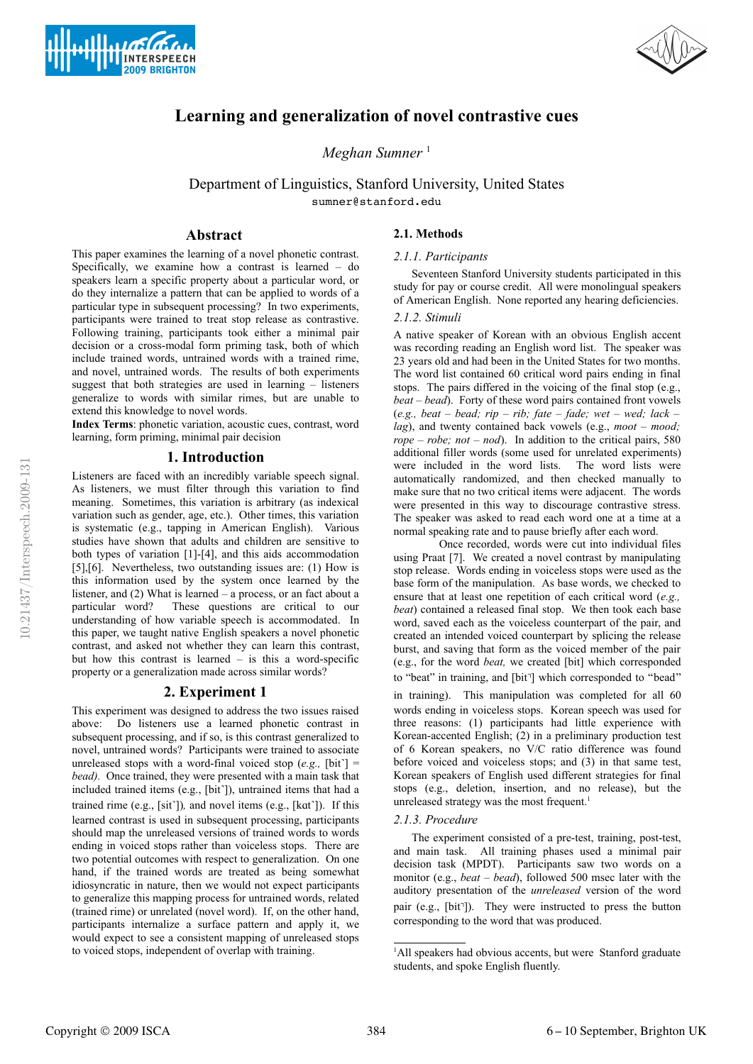# Learning and generalization of novel contrastive cues

*Meghan Sumner* [1]

Department of Linguistics, Stanford University, United States
sumner@stanford.edu

## Abstract

This paper examines the learning of a novel phonetic contrast. Specifically, we examine how a contrast is learned – do speakers learn a specific property about a particular word, or do they internalize a pattern that can be applied to words of a particular type in subsequent processing? In two experiments, participants were trained to treat stop release as contrastive. Following training, participants took either a minimal pair decision or a cross-modal form priming task, both of which include trained words, untrained words with a trained rime, and novel, untrained words. The results of both experiments suggest that both strategies are used in learning – listeners generalize to words with similar rimes, but are unable to extend this knowledge to novel words.

**Index Terms**: phonetic variation, acoustic cues, contrast, word learning, form priming, minimal pair decision

## 1. Introduction

Listeners are faced with an incredibly variable speech signal. As listeners, we must filter through this variation to find meaning. Sometimes, this variation is arbitrary (as indexical variation such as gender, age, etc.). Other times, this variation is systematic (e.g., tapping in American English). Various studies have shown that adults and children are sensitive to both types of variation [1]-[4], and this aids accommodation [5],[6]. Nevertheless, two outstanding issues are: (1) How is this information used by the system once learned by the listener, and (2) What is learned – a process, or an fact about a particular word? These questions are critical to our understanding of how variable speech is accommodated. In this paper, we taught native English speakers a novel phonetic contrast, and asked not whether they can learn this contrast, but how this contrast is learned – is this a word-specific property or a generalization made across similar words?

## 2. Experiment 1

This experiment was designed to address the two issues raised above: Do listeners use a learned phonetic contrast in subsequent processing, and if so, is this contrast generalized to novel, untrained words? Participants were trained to associate unreleased stops with a word-final voiced stop (*e.g.,* [bit˺] = *bead).* Once trained, they were presented with a main task that included trained items (e.g., [bit˺]), untrained items that had a trained rime (e.g., [sit˺])*,* and novel items (e.g., [kɑt˺]). If this learned contrast is used in subsequent processing, participants should map the unreleased versions of trained words to words ending in voiced stops rather than voiceless stops. There are two potential outcomes with respect to generalization. On one hand, if the trained words are treated as being somewhat idiosyncratic in nature, then we would not expect participants to generalize this mapping process for untrained words, related (trained rime) or unrelated (novel word). If, on the other hand, participants internalize a surface pattern and apply it, we would expect to see a consistent mapping of unreleased stops to voiced stops, independent of overlap with training.

### 2.1. Methods

#### *2.1.1. Participants*

Seventeen Stanford University students participated in this study for pay or course credit. All were monolingual speakers of American English. None reported any hearing deficiencies.

#### *2.1.2. Stimuli*

A native speaker of Korean with an obvious English accent was recording reading an English word list. The speaker was 23 years old and had been in the United States for two months. The word list contained 60 critical word pairs ending in final stops. The pairs differed in the voicing of the final stop (e.g., *beat – bead*). Forty of these word pairs contained front vowels (*e.g., beat – bead; rip – rib; fate – fade; wet – wed; lack – lag*), and twenty contained back vowels (e.g., *moot – mood; rope – robe; not – nod*). In addition to the critical pairs, 580 additional filler words (some used for unrelated experiments) were included in the word lists. The word lists were automatically randomized, and then checked manually to make sure that no two critical items were adjacent. The words were presented in this way to discourage contrastive stress. The speaker was asked to read each word one at a time at a normal speaking rate and to pause briefly after each word.

Once recorded, words were cut into individual files using Praat [7]. We created a novel contrast by manipulating stop release. Words ending in voiceless stops were used as the base form of the manipulation. As base words, we checked to ensure that at least one repetition of each critical word (*e.g., beat*) contained a released final stop. We then took each base word, such as the voiceless counterpart of the pair, and created an intended voiced counterpart by splicing the release burst, and saving that form as the voiced member of the pair (e.g., for the word *beat,* we created [bit] which corresponded to "beat" in training, and [bit˺] which corresponded to "bead" in training). This manipulation was completed for all 60 words ending in voiceless stops. Korean speech was used for three reasons: (1) participants had little experience with Korean-accented English; (2) in a preliminary production test of 6 Korean speakers, no V/C ratio difference was found before voiced and voiceless stops; and (3) in that same test, Korean speakers of English used different strategies for final stops (e.g., deletion, insertion, and no release), but the unreleased strategy was the most frequent.[1]

#### *2.1.3. Procedure*

The experiment consisted of a pre-test, training, post-test, and main task. All training phases used a minimal pair decision task (MPDT). Participants saw two words on a monitor (e.g., *beat – bead*), followed 500 msec later with the auditory presentation of the *unreleased* version of the word pair (e.g., [bit˺]). They were instructed to press the button corresponding to the word that was produced.

[1] All speakers had obvious accents, but were Stanford graduate students, and spoke English fluently.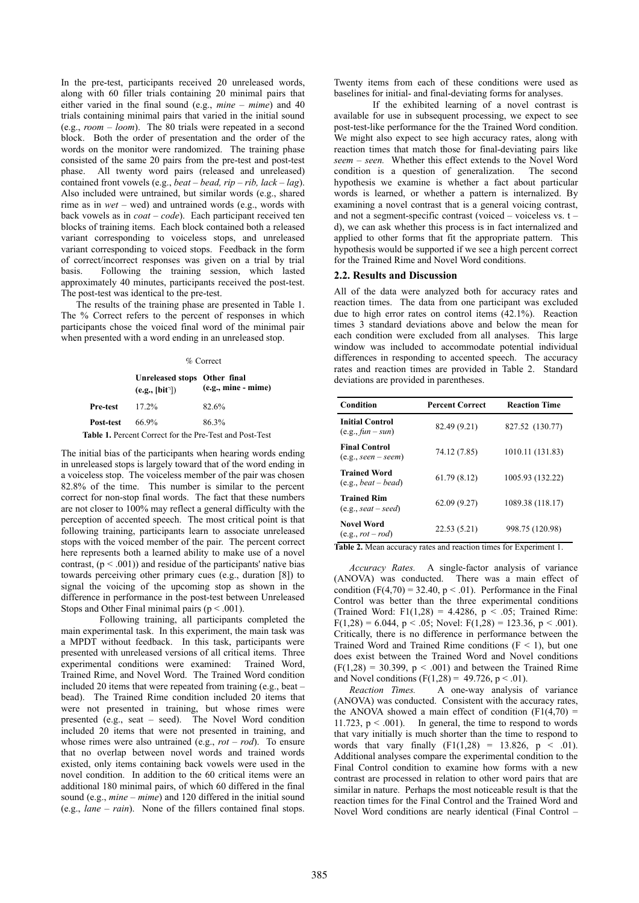In the pre-test, participants received 20 unreleased words, along with 60 filler trials containing 20 minimal pairs that either varied in the final sound (e.g., *mine – mime*) and 40 trials containing minimal pairs that varied in the initial sound (e.g., *room – loom*). The 80 trials were repeated in a second block. Both the order of presentation and the order of the words on the monitor were randomized. The training phase consisted of the same 20 pairs from the pre-test and post-test phase. All twenty word pairs (released and unreleased) contained front vowels (e.g., *beat – bead, rip – rib, lack – lag*). Also included were untrained, but similar words (e.g., shared rime as in *wet* – wed) and untrained words (e.g., words with back vowels as in *coat – code*). Each participant received ten blocks of training items. Each block contained both a released variant corresponding to voiceless stops, and unreleased variant corresponding to voiced stops. Feedback in the form of correct/incorrect responses was given on a trial by trial basis. Following the training session, which lasted approximately 40 minutes, participants received the post-test. The post-test was identical to the pre-test.

The results of the training phase are presented in Table 1. The % Correct refers to the percent of responses in which participants chose the voiced final word of the minimal pair when presented with a word ending in an unreleased stop.

| | % Correct | |
|---|---|---|
| | **Unreleased stops (e.g., [bit˺])** | **Other final (e.g., mine - mime)** |
| **Pre-test** | 17.2% | 82.6% |
| **Post-test** | 66.9% | 86.3% |

**Table 1.** Percent Correct for the Pre-Test and Post-Test

The initial bias of the participants when hearing words ending in unreleased stops is largely toward that of the word ending in a voiceless stop. The voiceless member of the pair was chosen 82.8% of the time. This number is similar to the percent correct for non-stop final words. The fact that these numbers are not closer to 100% may reflect a general difficulty with the perception of accented speech. The most critical point is that following training, participants learn to associate unreleased stops with the voiced member of the pair. The percent correct here represents both a learned ability to make use of a novel contrast, ($p < .001$)) and residue of the participants' native bias towards perceiving other primary cues (e.g., duration [8]) to signal the voicing of the upcoming stop as shown in the difference in performance in the post-test between Unreleased Stops and Other Final minimal pairs ($p < .001$).

Following training, all participants completed the main experimental task. In this experiment, the main task was a MPDT without feedback. In this task, participants were presented with unreleased versions of all critical items. Three experimental conditions were examined: Trained Word, Trained Rime, and Novel Word. The Trained Word condition included 20 items that were repeated from training (e.g., beat – bead). The Trained Rime condition included 20 items that were not presented in training, but whose rimes were presented (e.g., seat – seed). The Novel Word condition included 20 items that were not presented in training, and whose rimes were also untrained (e.g., *rot – rod*). To ensure that no overlap between novel words and trained words existed, only items containing back vowels were used in the novel condition. In addition to the 60 critical items were an additional 180 minimal pairs, of which 60 differed in the final sound (e.g., *mine – mime*) and 120 differed in the initial sound (e.g., *lane – rain*). None of the fillers contained final stops. Twenty items from each of these conditions were used as baselines for initial- and final-deviating forms for analyses.

If the exhibited learning of a novel contrast is available for use in subsequent processing, we expect to see post-test-like performance for the the Trained Word condition. We might also expect to see high accuracy rates, along with reaction times that match those for final-deviating pairs like *seem – seen.* Whether this effect extends to the Novel Word condition is a question of generalization. The second hypothesis we examine is whether a fact about particular words is learned, or whether a pattern is internalized. By examining a novel contrast that is a general voicing contrast, and not a segment-specific contrast (voiced – voiceless vs. t – d), we can ask whether this process is in fact internalized and applied to other forms that fit the appropriate pattern. This hypothesis would be supported if we see a high percent correct for the Trained Rime and Novel Word conditions.

### 2.2. Results and Discussion

All of the data were analyzed both for accuracy rates and reaction times. The data from one participant was excluded due to high error rates on control items (42.1%). Reaction times 3 standard deviations above and below the mean for each condition were excluded from all analyses. This large window was included to accommodate potential individual differences in responding to accented speech. The accuracy rates and reaction times are provided in Table 2. Standard deviations are provided in parentheses.

| Condition | Percent Correct | Reaction Time |
|---|---|---|
| **Initial Control** (e.g., *fun – sun*) | 82.49 (9.21) | 827.52 (130.77) |
| **Final Control** (e.g., *seen – seem*) | 74.12 (7.85) | 1010.11 (131.83) |
| **Trained Word** (e.g., *beat – bead*) | 61.79 (8.12) | 1005.93 (132.22) |
| **Trained Rim** (e.g., *seat – seed*) | 62.09 (9.27) | 1089.38 (118.17) |
| **Novel Word** (e.g., *rot – rod*) | 22.53 (5.21) | 998.75 (120.98) |

**Table 2.** Mean accuracy rates and reaction times for Experiment 1.

*Accuracy Rates.* A single-factor analysis of variance (ANOVA) was conducted. There was a main effect of condition ($F(4,70) = 32.40$, $p < .01$). Performance in the Final Control was better than the three experimental conditions (Trained Word: $F1(1,28) = 4.4286$, $p < .05$; Trained Rime: $F(1,28) = 6.044$, $p < .05$; Novel: $F(1,28) = 123.36$, $p < .001$). Critically, there is no difference in performance between the Trained Word and Trained Rime conditions ($F < 1$), but one does exist between the Trained Word and Novel conditions ($F(1,28) = 30.399$, $p < .001$) and between the Trained Rime and Novel conditions ($F(1,28) = 49.726$, $p < .01$).

*Reaction Times.* A one-way analysis of variance (ANOVA) was conducted. Consistent with the accuracy rates, the ANOVA showed a main effect of condition ($F1(4,70) = 11.723$, $p < .001$). In general, the time to respond to words that vary initially is much shorter than the time to respond to words that vary finally ($F1(1,28) = 13.826$, $p < .01$). Additional analyses compare the experimental condition to the Final Control condition to examine how forms with a new contrast are processed in relation to other word pairs that are similar in nature. Perhaps the most noticeable result is that the reaction times for the Final Control and the Trained Word and Novel Word conditions are nearly identical (Final Control –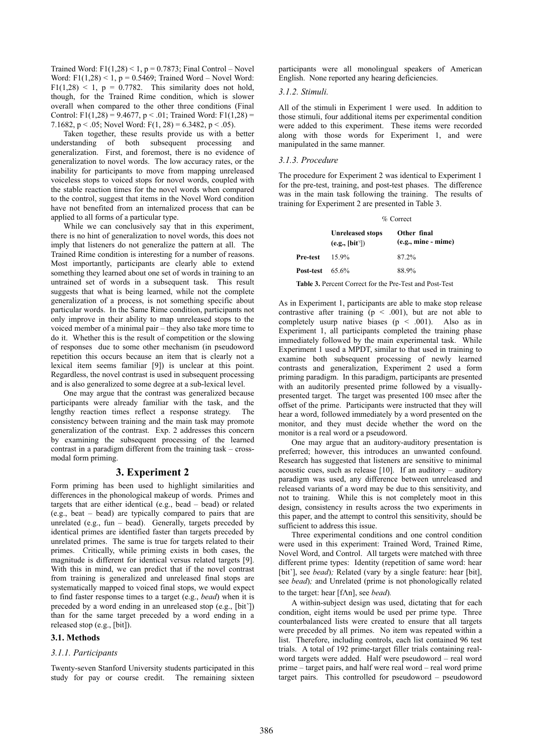Trained Word: $F1(1,28) < 1$, $p = 0.7873$; Final Control – Novel Word: $F1(1,28) < 1$, $p = 0.5469$; Trained Word – Novel Word: $F1(1,28) < 1$, $p = 0.7782$. This similarity does not hold, though, for the Trained Rime condition, which is slower overall when compared to the other three conditions (Final Control: $F1(1,28) = 9.4677$, $p < .01$; Trained Word: $F1(1,28) = 7.1682$, $p < .05$; Novel Word: $F(1, 28) = 6.3482$, $p < .05$).

Taken together, these results provide us with a better understanding of both subsequent processing and generalization. First, and foremost, there is no evidence of generalization to novel words. The low accuracy rates, or the inability for participants to move from mapping unreleased voiceless stops to voiced stops for novel words, coupled with the stable reaction times for the novel words when compared to the control, suggest that items in the Novel Word condition have not benefited from an internalized process that can be applied to all forms of a particular type.

While we can conclusively say that in this experiment, there is no hint of generalization to novel words, this does not imply that listeners do not generalize the pattern at all. The Trained Rime condition is interesting for a number of reasons. Most importantly, participants are clearly able to extend something they learned about one set of words in training to an untrained set of words in a subsequent task. This result suggests that what is being learned, while not the complete generalization of a process, is not something specific about particular words. In the Same Rime condition, participants not only improve in their ability to map unreleased stops to the voiced member of a minimal pair – they also take more time to do it. Whether this is the result of competition or the slowing of responses due to some other mechanism (in pseudoword repetition this occurs because an item that is clearly not a lexical item seems familiar [9]) is unclear at this point. Regardless, the novel contrast is used in subsequent processing and is also generalized to some degree at a sub-lexical level.

One may argue that the contrast was generalized because participants were already familiar with the task, and the lengthy reaction times reflect a response strategy. The consistency between training and the main task may promote generalization of the contrast. Exp. 2 addresses this concern by examining the subsequent processing of the learned contrast in a paradigm different from the training task – cross-modal form priming.

## 3. Experiment 2

Form priming has been used to highlight similarities and differences in the phonological makeup of words. Primes and targets that are either identical (e.g., bead – bead) or related (e.g., beat – bead) are typically compared to pairs that are unrelated (e.g., fun – bead). Generally, targets preceded by identical primes are identified faster than targets preceded by unrelated primes. The same is true for targets related to their primes. Critically, while priming exists in both cases, the magnitude is different for identical versus related targets [9]. With this in mind, we can predict that if the novel contrast from training is generalized and unreleased final stops are systematically mapped to voiced final stops, we would expect to find faster response times to a target (e.g., *bead*) when it is preceded by a word ending in an unreleased stop (e.g., [bit˺]) than for the same target preceded by a word ending in a released stop (e.g., [bit]).

### 3.1. Methods

#### *3.1.1. Participants*

Twenty-seven Stanford University students participated in this study for pay or course credit. The remaining sixteen participants were all monolingual speakers of American English. None reported any hearing deficiencies.

#### *3.1.2. Stimuli.*

All of the stimuli in Experiment 1 were used. In addition to those stimuli, four additional items per experimental condition were added to this experiment. These items were recorded along with those words for Experiment 1, and were manipulated in the same manner.

#### *3.1.3. Procedure*

The procedure for Experiment 2 was identical to Experiment 1 for the pre-test, training, and post-test phases. The difference was in the main task following the training. The results of training for Experiment 2 are presented in Table 3.

| | % Correct | |
|---|---|---|
| | **Unreleased stops (e.g., [bit˺])** | **Other final (e.g., mine - mime)** |
| **Pre-test** | 15.9% | 87.2% |
| **Post-test** | 65.6% | 88.9% |

**Table 3.** Percent Correct for the Pre-Test and Post-Test

As in Experiment 1, participants are able to make stop release contrastive after training ($p < .001$), but are not able to completely usurp native biases ($p < .001$). Also as in Experiment 1, all participants completed the training phase immediately followed by the main experimental task. While Experiment 1 used a MPDT, similar to that used in training to examine both subsequent processing of newly learned contrasts and generalization, Experiment 2 used a form priming paradigm. In this paradigm, participants are presented with an auditorily presented prime followed by a visually-presented target. The target was presented 100 msec after the offset of the prime. Participants were instructed that they will hear a word, followed immediately by a word presented on the monitor, and they must decide whether the word on the monitor is a real word or a pseudoword.

One may argue that an auditory-auditory presentation is preferred; however, this introduces an unwanted confound. Research has suggested that listeners are sensitive to minimal acoustic cues, such as release [10]. If an auditory – auditory paradigm was used, any difference between unreleased and released variants of a word may be due to this sensitivity, and not to training. While this is not completely moot in this design, consistency in results across the two experiments in this paper, and the attempt to control this sensitivity, should be sufficient to address this issue.

Three experimental conditions and one control condition were used in this experiment: Trained Word, Trained Rime, Novel Word, and Control. All targets were matched with three different prime types: Identity (repetition of same word: hear [bit˺], see *bead*)*;* Related (vary by a single feature: hear [bit], see *bead*)*;* and Unrelated (prime is not phonologically related to the target: hear [fʌn], see *bead*)*.*

A within-subject design was used, dictating that for each condition, eight items would be used per prime type. Three counterbalanced lists were created to ensure that all targets were preceded by all primes. No item was repeated within a list. Therefore, including controls, each list contained 96 test trials. A total of 192 prime-target filler trials containing real-word targets were added. Half were pseudoword – real word prime – target pairs, and half were real word – real word prime target pairs. This controlled for pseudoword – pseudoword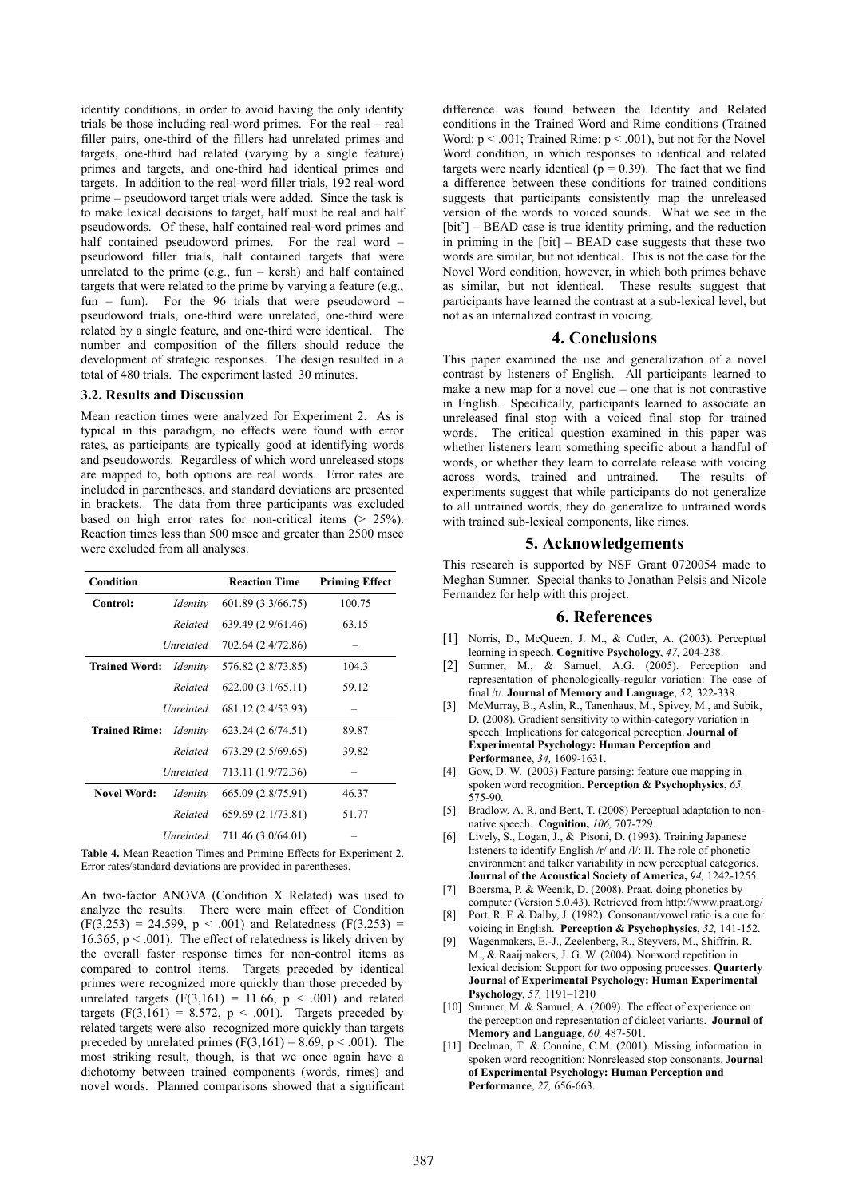identity conditions, in order to avoid having the only identity trials be those including real-word primes. For the real – real filler pairs, one-third of the fillers had unrelated primes and targets, one-third had related (varying by a single feature) primes and targets, and one-third had identical primes and targets. In addition to the real-word filler trials, 192 real-word prime – pseudoword target trials were added. Since the task is to make lexical decisions to target, half must be real and half pseudowords. Of these, half contained real-word primes and half contained pseudoword primes. For the real word – pseudoword filler trials, half contained targets that were unrelated to the prime (e.g., fun – kersh) and half contained targets that were related to the prime by varying a feature (e.g., fun – fum). For the 96 trials that were pseudoword – pseudoword trials, one-third were unrelated, one-third were related by a single feature, and one-third were identical. The number and composition of the fillers should reduce the development of strategic responses. The design resulted in a total of 480 trials. The experiment lasted 30 minutes.

### 3.2. Results and Discussion

Mean reaction times were analyzed for Experiment 2. As is typical in this paradigm, no effects were found with error rates, as participants are typically good at identifying words and pseudowords. Regardless of which word unreleased stops are mapped to, both options are real words. Error rates are included in parentheses, and standard deviations are presented in brackets. The data from three participants was excluded based on high error rates for non-critical items (> 25%). Reaction times less than 500 msec and greater than 2500 msec were excluded from all analyses.

| Condition | | Reaction Time | Priming Effect |
|---|---|---|---|
| **Control:** | *Identity* | 601.89 (3.3/66.75) | 100.75 |
| | *Related* | 639.49 (2.9/61.46) | 63.15 |
| | *Unrelated* | 702.64 (2.4/72.86) | – |
| **Trained Word:** | *Identity* | 576.82 (2.8/73.85) | 104.3 |
| | *Related* | 622.00 (3.1/65.11) | 59.12 |
| | *Unrelated* | 681.12 (2.4/53.93) | – |
| **Trained Rime:** | *Identity* | 623.24 (2.6/74.51) | 89.87 |
| | *Related* | 673.29 (2.5/69.65) | 39.82 |
| | *Unrelated* | 713.11 (1.9/72.36) | – |
| **Novel Word:** | *Identity* | 665.09 (2.8/75.91) | 46.37 |
| | *Related* | 659.69 (2.1/73.81) | 51.77 |
| | *Unrelated* | 711.46 (3.0/64.01) | – |

**Table 4.** Mean Reaction Times and Priming Effects for Experiment 2. Error rates/standard deviations are provided in parentheses.

An two-factor ANOVA (Condition X Related) was used to analyze the results. There were main effect of Condition ($F(3,253) = 24.599$, $p < .001$) and Relatedness ($F(3,253) = 16.365$, $p < .001$). The effect of relatedness is likely driven by the overall faster response times for non-control items as compared to control items. Targets preceded by identical primes were recognized more quickly than those preceded by unrelated targets ($F(3,161) = 11.66$, $p < .001$) and related targets ($F(3,161) = 8.572$, $p < .001$). Targets preceded by related targets were also recognized more quickly than targets preceded by unrelated primes ($F(3,161) = 8.69$, $p < .001$). The most striking result, though, is that we once again have a dichotomy between trained components (words, rimes) and novel words. Planned comparisons showed that a significant difference was found between the Identity and Related conditions in the Trained Word and Rime conditions (Trained Word: $p < .001$; Trained Rime: $p < .001$), but not for the Novel Word condition, in which responses to identical and related targets were nearly identical ($p = 0.39$). The fact that we find a difference between these conditions for trained conditions suggests that participants consistently map the unreleased version of the words to voiced sounds. What we see in the [bit˺] – BEAD case is true identity priming, and the reduction in priming in the [bit] – BEAD case suggests that these two words are similar, but not identical. This is not the case for the Novel Word condition, however, in which both primes behave as similar, but not identical. These results suggest that participants have learned the contrast at a sub-lexical level, but not as an internalized contrast in voicing.

## 4. Conclusions

This paper examined the use and generalization of a novel contrast by listeners of English. All participants learned to make a new map for a novel cue – one that is not contrastive in English. Specifically, participants learned to associate an unreleased final stop with a voiced final stop for trained words. The critical question examined in this paper was whether listeners learn something specific about a handful of words, or whether they learn to correlate release with voicing across words, trained and untrained. The results of experiments suggest that while participants do not generalize to all untrained words, they do generalize to untrained words with trained sub-lexical components, like rimes.

## 5. Acknowledgements

This research is supported by NSF Grant 0720054 made to Meghan Sumner. Special thanks to Jonathan Pelsis and Nicole Fernandez for help with this project.

## 6. References

[1] Norris, D., McQueen, J. M., & Cutler, A. (2003). Perceptual learning in speech. **Cognitive Psychology**, *47,* 204-238.

[2] Sumner, M., & Samuel, A.G. (2005). Perception and representation of phonologically-regular variation: The case of final /t/. **Journal of Memory and Language**, *52,* 322-338.

[3] McMurray, B., Aslin, R., Tanenhaus, M., Spivey, M., and Subik, D. (2008). Gradient sensitivity to within-category variation in speech: Implications for categorical perception. **Journal of Experimental Psychology: Human Perception and Performance**, *34,* 1609-1631.

[4] Gow, D. W. (2003) Feature parsing: feature cue mapping in spoken word recognition. **Perception & Psychophysics**, *65,* 575-90.

[5] Bradlow, A. R. and Bent, T. (2008) Perceptual adaptation to non-native speech. **Cognition,** *106,* 707-729.

[6] Lively, S., Logan, J., & Pisoni, D. (1993). Training Japanese listeners to identify English /r/ and /l/: II. The role of phonetic environment and talker variability in new perceptual categories. **Journal of the Acoustical Society of America,** *94,* 1242-1255

[7] Boersma, P. & Weenik, D. (2008). Praat. doing phonetics by computer (Version 5.0.43). Retrieved from http://www.praat.org/

[8] Port, R. F. & Dalby, J. (1982). Consonant/vowel ratio is a cue for voicing in English. **Perception & Psychophysics**, *32,* 141-152.

[9] Wagenmakers, E.-J., Zeelenberg, R., Steyvers, M., Shiffrin, R. M., & Raaijmakers, J. G. W. (2004). Nonword repetition in lexical decision: Support for two opposing processes. **Quarterly Journal of Experimental Psychology: Human Experimental Psychology**, *57,* 1191–1210

[10] Sumner, M. & Samuel, A. (2009). The effect of experience on the perception and representation of dialect variants. **Journal of Memory and Language**, *60,* 487-501.

[11] Deelman, T. & Connine, C.M. (2001). Missing information in spoken word recognition: Nonreleased stop consonants. **Journal of Experimental Psychology: Human Perception and Performance**, *27,* 656-663.